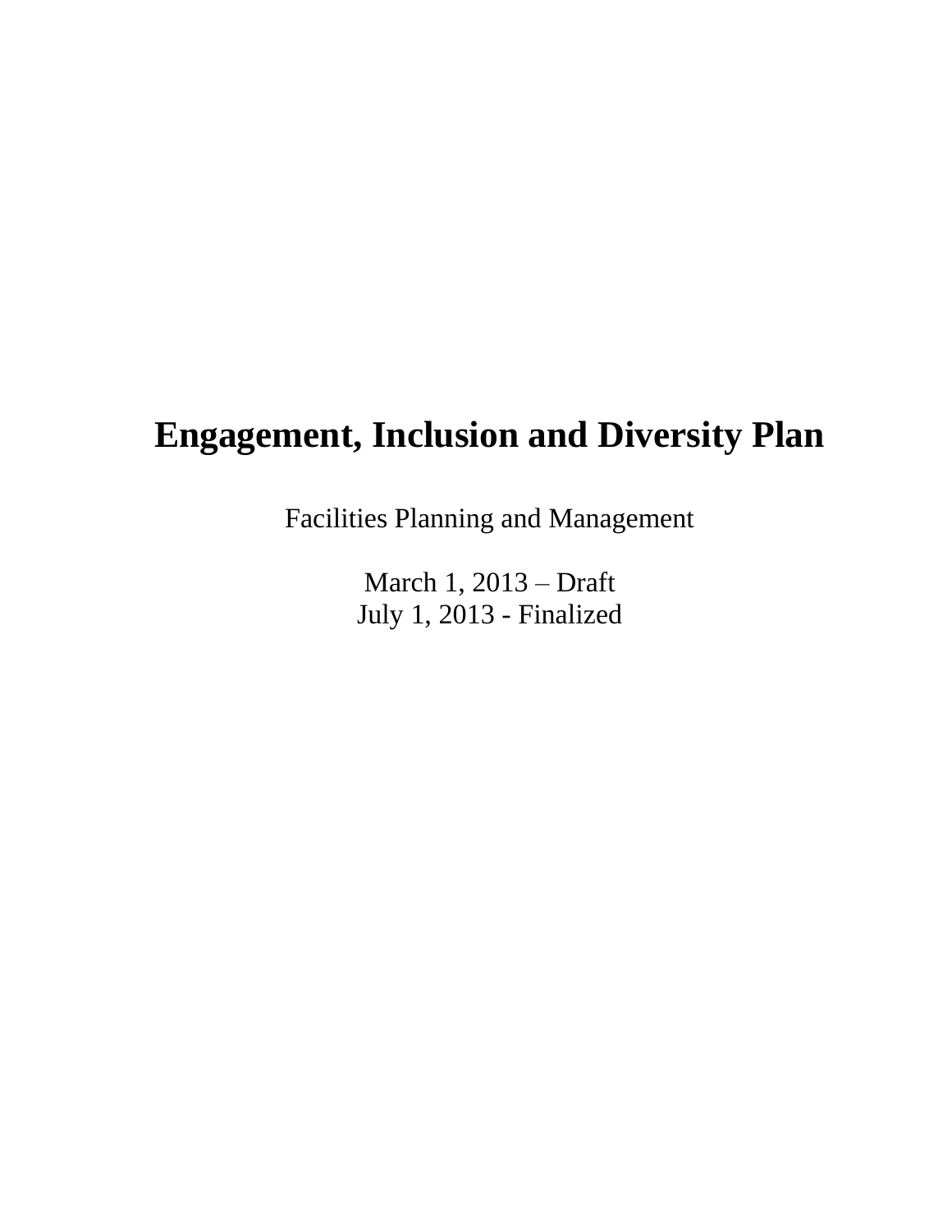# Engagement, Inclusion and Diversity Plan

Facilities Planning and Management

March 1, 2013 – Draft
July 1, 2013 - Finalized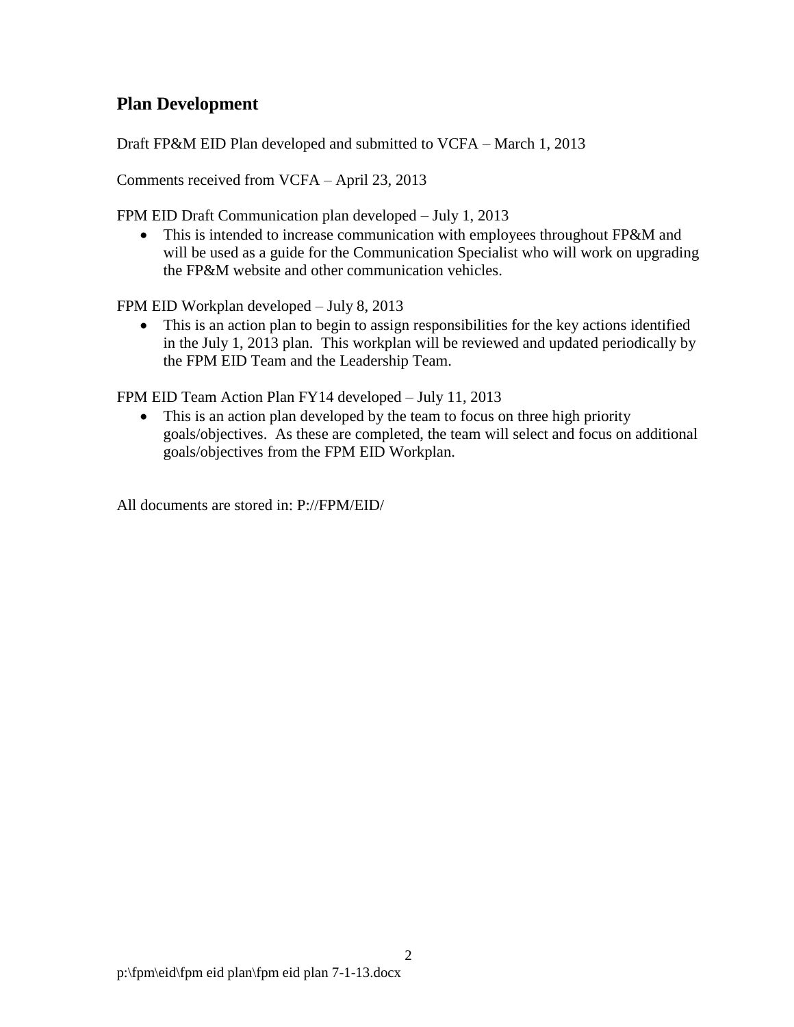## Plan Development

Draft FP&M EID Plan developed and submitted to VCFA – March 1, 2013

Comments received from VCFA – April 23, 2013

FPM EID Draft Communication plan developed – July 1, 2013

- This is intended to increase communication with employees throughout FP&M and will be used as a guide for the Communication Specialist who will work on upgrading the FP&M website and other communication vehicles.

FPM EID Workplan developed – July 8, 2013

- This is an action plan to begin to assign responsibilities for the key actions identified in the July 1, 2013 plan. This workplan will be reviewed and updated periodically by the FPM EID Team and the Leadership Team.

FPM EID Team Action Plan FY14 developed – July 11, 2013

- This is an action plan developed by the team to focus on three high priority goals/objectives. As these are completed, the team will select and focus on additional goals/objectives from the FPM EID Workplan.

All documents are stored in: P://FPM/EID/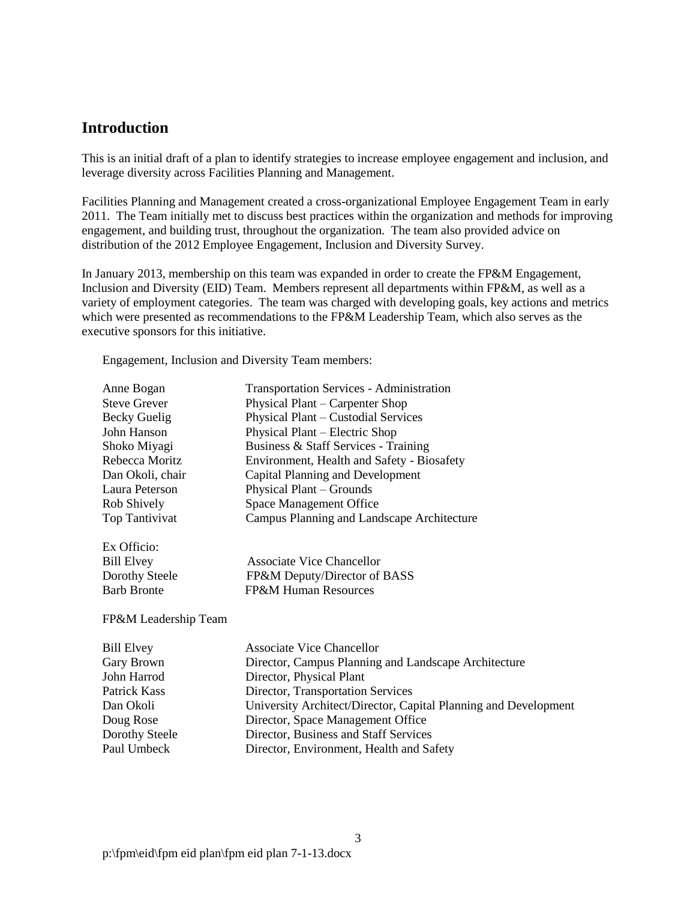## Introduction

This is an initial draft of a plan to identify strategies to increase employee engagement and inclusion, and leverage diversity across Facilities Planning and Management.

Facilities Planning and Management created a cross-organizational Employee Engagement Team in early 2011. The Team initially met to discuss best practices within the organization and methods for improving engagement, and building trust, throughout the organization. The team also provided advice on distribution of the 2012 Employee Engagement, Inclusion and Diversity Survey.

In January 2013, membership on this team was expanded in order to create the FP&M Engagement, Inclusion and Diversity (EID) Team. Members represent all departments within FP&M, as well as a variety of employment categories. The team was charged with developing goals, key actions and metrics which were presented as recommendations to the FP&M Leadership Team, which also serves as the executive sponsors for this initiative.

Engagement, Inclusion and Diversity Team members:

| | |
|---|---|
| Anne Bogan | Transportation Services - Administration |
| Steve Grever | Physical Plant – Carpenter Shop |
| Becky Guelig | Physical Plant – Custodial Services |
| John Hanson | Physical Plant – Electric Shop |
| Shoko Miyagi | Business & Staff Services - Training |
| Rebecca Moritz | Environment, Health and Safety - Biosafety |
| Dan Okoli, chair | Capital Planning and Development |
| Laura Peterson | Physical Plant – Grounds |
| Rob Shively | Space Management Office |
| Top Tantivivat | Campus Planning and Landscape Architecture |

Ex Officio:

| | |
|---|---|
| Bill Elvey | Associate Vice Chancellor |
| Dorothy Steele | FP&M Deputy/Director of BASS |
| Barb Bronte | FP&M Human Resources |

FP&M Leadership Team

| | |
|---|---|
| Bill Elvey | Associate Vice Chancellor |
| Gary Brown | Director, Campus Planning and Landscape Architecture |
| John Harrod | Director, Physical Plant |
| Patrick Kass | Director, Transportation Services |
| Dan Okoli | University Architect/Director, Capital Planning and Development |
| Doug Rose | Director, Space Management Office |
| Dorothy Steele | Director, Business and Staff Services |
| Paul Umbeck | Director, Environment, Health and Safety |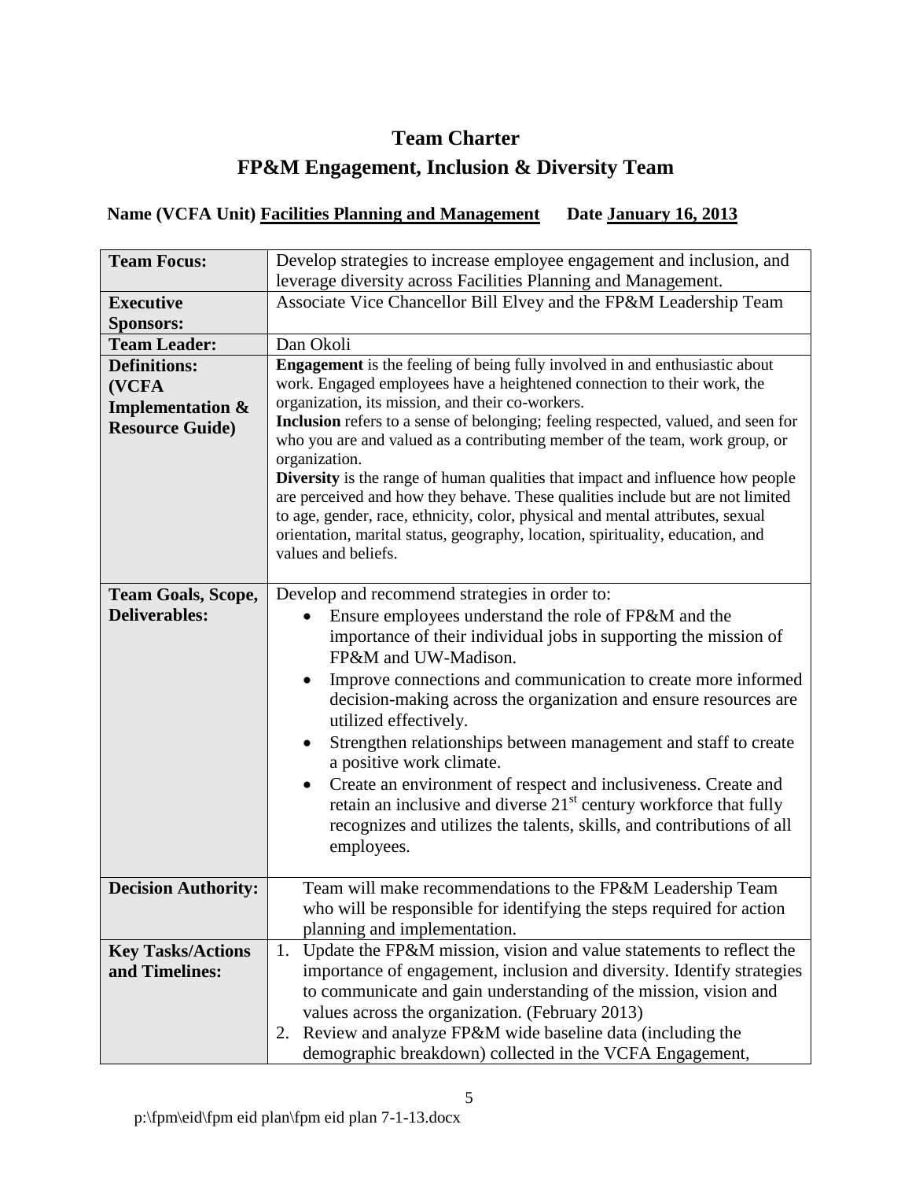# Team Charter

# FP&M Engagement, Inclusion & Diversity Team

**Name (VCFA Unit) Facilities Planning and Management      Date January 16, 2013**

| | |
|---|---|
| **Team Focus:** | Develop strategies to increase employee engagement and inclusion, and leverage diversity across Facilities Planning and Management. |
| **Executive Sponsors:** | Associate Vice Chancellor Bill Elvey and the FP&M Leadership Team |
| **Team Leader:** | Dan Okoli |
| **Definitions: (VCFA Implementation & Resource Guide)** | **Engagement** is the feeling of being fully involved in and enthusiastic about work. Engaged employees have a heightened connection to their work, the organization, its mission, and their co-workers.<br>**Inclusion** refers to a sense of belonging; feeling respected, valued, and seen for who you are and valued as a contributing member of the team, work group, or organization.<br>**Diversity** is the range of human qualities that impact and influence how people are perceived and how they behave. These qualities include but are not limited to age, gender, race, ethnicity, color, physical and mental attributes, sexual orientation, marital status, geography, location, spirituality, education, and values and beliefs. |
| **Team Goals, Scope, Deliverables:** | Develop and recommend strategies in order to:<br>• Ensure employees understand the role of FP&M and the importance of their individual jobs in supporting the mission of FP&M and UW-Madison.<br>• Improve connections and communication to create more informed decision-making across the organization and ensure resources are utilized effectively.<br>• Strengthen relationships between management and staff to create a positive work climate.<br>• Create an environment of respect and inclusiveness. Create and retain an inclusive and diverse 21st century workforce that fully recognizes and utilizes the talents, skills, and contributions of all employees. |
| **Decision Authority:** | Team will make recommendations to the FP&M Leadership Team who will be responsible for identifying the steps required for action planning and implementation. |
| **Key Tasks/Actions and Timelines:** | 1. Update the FP&M mission, vision and value statements to reflect the importance of engagement, inclusion and diversity. Identify strategies to communicate and gain understanding of the mission, vision and values across the organization. (February 2013)<br>2. Review and analyze FP&M wide baseline data (including the demographic breakdown) collected in the VCFA Engagement, |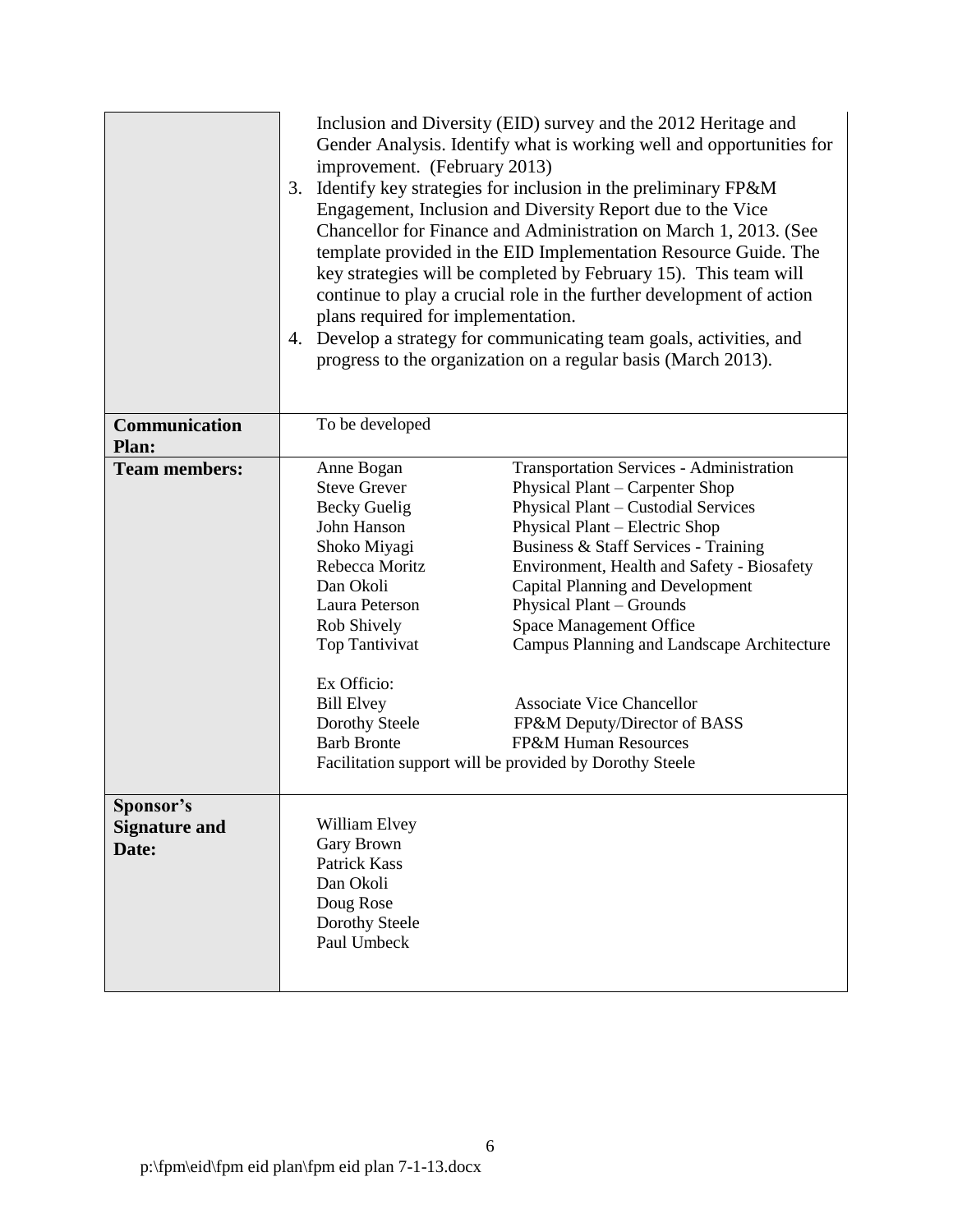| | |
|---|---|
| | Inclusion and Diversity (EID) survey and the 2012 Heritage and Gender Analysis. Identify what is working well and opportunities for improvement. (February 2013)<br>3. Identify key strategies for inclusion in the preliminary FP&M Engagement, Inclusion and Diversity Report due to the Vice Chancellor for Finance and Administration on March 1, 2013. (See template provided in the EID Implementation Resource Guide. The key strategies will be completed by February 15). This team will continue to play a crucial role in the further development of action plans required for implementation.<br>4. Develop a strategy for communicating team goals, activities, and progress to the organization on a regular basis (March 2013). |
| **Communication Plan:** | To be developed |
| **Team members:** | Anne Bogan — Transportation Services - Administration<br>Steve Grever — Physical Plant – Carpenter Shop<br>Becky Guelig — Physical Plant – Custodial Services<br>John Hanson — Physical Plant – Electric Shop<br>Shoko Miyagi — Business & Staff Services - Training<br>Rebecca Moritz — Environment, Health and Safety - Biosafety<br>Dan Okoli — Capital Planning and Development<br>Laura Peterson — Physical Plant – Grounds<br>Rob Shively — Space Management Office<br>Top Tantivivat — Campus Planning and Landscape Architecture<br><br>Ex Officio:<br>Bill Elvey — Associate Vice Chancellor<br>Dorothy Steele — FP&M Deputy/Director of BASS<br>Barb Bronte — FP&M Human Resources<br>Facilitation support will be provided by Dorothy Steele |
| **Sponsor's Signature and Date:** | William Elvey<br>Gary Brown<br>Patrick Kass<br>Dan Okoli<br>Doug Rose<br>Dorothy Steele<br>Paul Umbeck |

p:\fpm\eid\fpm eid plan\fpm eid plan 7-1-13.docx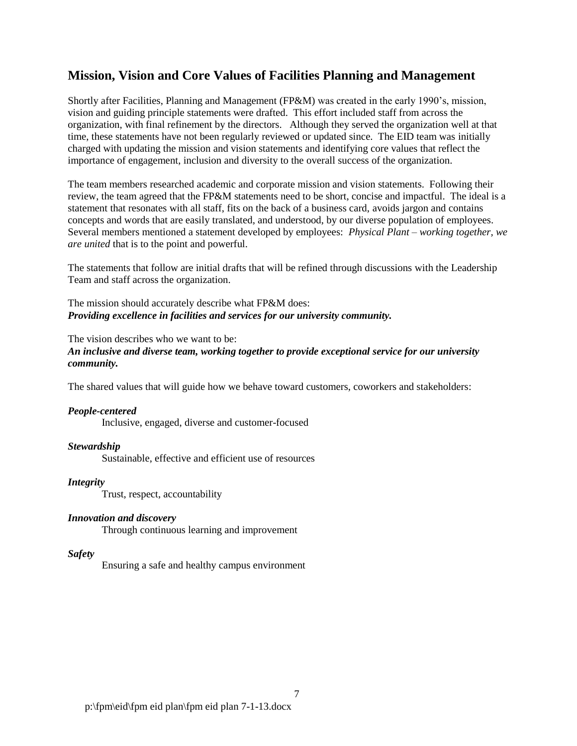## Mission, Vision and Core Values of Facilities Planning and Management

Shortly after Facilities, Planning and Management (FP&M) was created in the early 1990's, mission, vision and guiding principle statements were drafted. This effort included staff from across the organization, with final refinement by the directors. Although they served the organization well at that time, these statements have not been regularly reviewed or updated since. The EID team was initially charged with updating the mission and vision statements and identifying core values that reflect the importance of engagement, inclusion and diversity to the overall success of the organization.

The team members researched academic and corporate mission and vision statements. Following their review, the team agreed that the FP&M statements need to be short, concise and impactful. The ideal is a statement that resonates with all staff, fits on the back of a business card, avoids jargon and contains concepts and words that are easily translated, and understood, by our diverse population of employees. Several members mentioned a statement developed by employees: *Physical Plant – working together, we are united* that is to the point and powerful.

The statements that follow are initial drafts that will be refined through discussions with the Leadership Team and staff across the organization.

The mission should accurately describe what FP&M does:
***Providing excellence in facilities and services for our university community.***

The vision describes who we want to be:
***An inclusive and diverse team, working together to provide exceptional service for our university community.***

The shared values that will guide how we behave toward customers, coworkers and stakeholders:

***People-centered***
Inclusive, engaged, diverse and customer-focused

***Stewardship***
Sustainable, effective and efficient use of resources

***Integrity***
Trust, respect, accountability

***Innovation and discovery***
Through continuous learning and improvement

***Safety***
Ensuring a safe and healthy campus environment

p:\fpm\eid\fpm eid plan\fpm eid plan 7-1-13.docx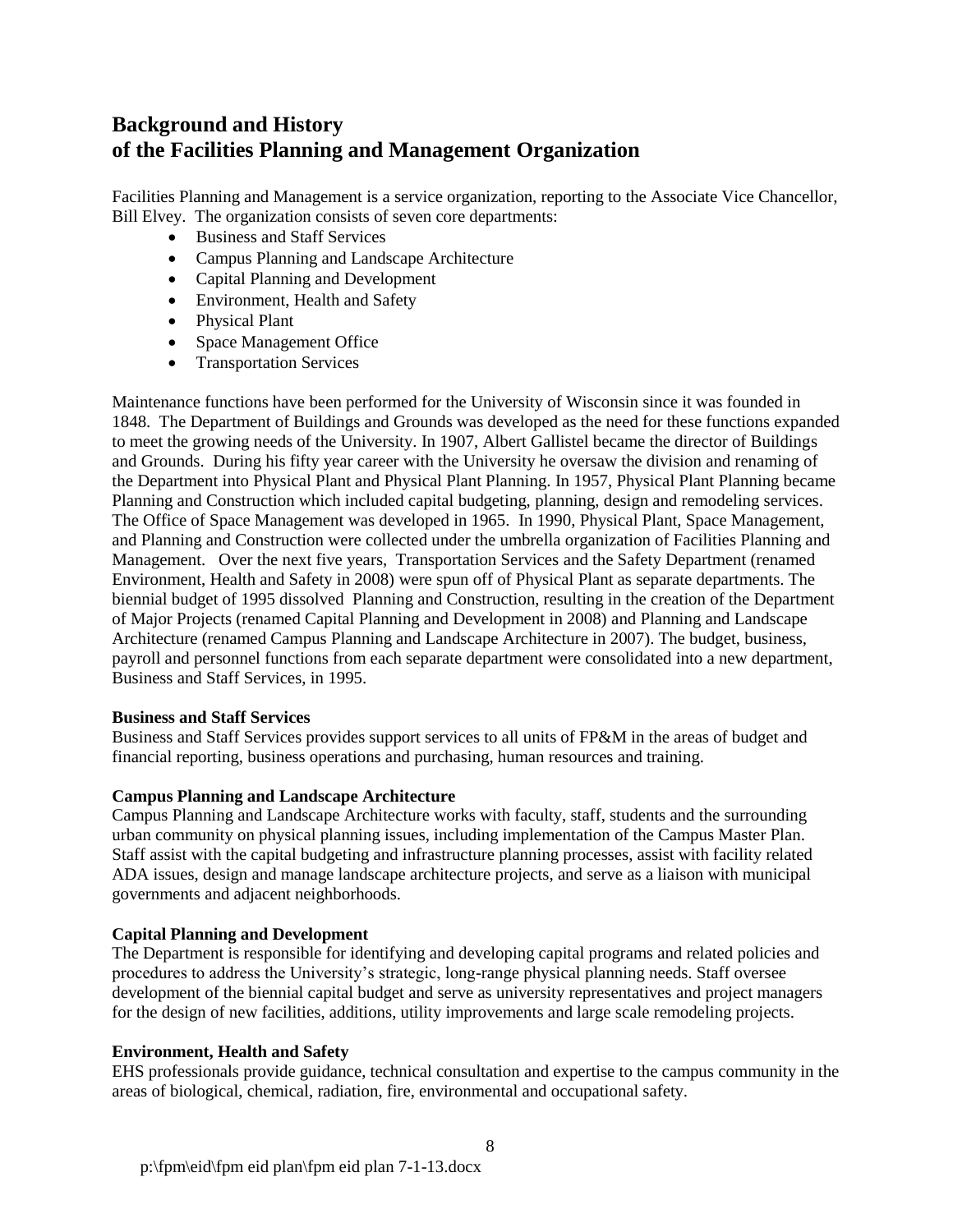# Background and History of the Facilities Planning and Management Organization

Facilities Planning and Management is a service organization, reporting to the Associate Vice Chancellor, Bill Elvey. The organization consists of seven core departments:

- Business and Staff Services
- Campus Planning and Landscape Architecture
- Capital Planning and Development
- Environment, Health and Safety
- Physical Plant
- Space Management Office
- Transportation Services

Maintenance functions have been performed for the University of Wisconsin since it was founded in 1848. The Department of Buildings and Grounds was developed as the need for these functions expanded to meet the growing needs of the University. In 1907, Albert Gallistel became the director of Buildings and Grounds. During his fifty year career with the University he oversaw the division and renaming of the Department into Physical Plant and Physical Plant Planning. In 1957, Physical Plant Planning became Planning and Construction which included capital budgeting, planning, design and remodeling services. The Office of Space Management was developed in 1965. In 1990, Physical Plant, Space Management, and Planning and Construction were collected under the umbrella organization of Facilities Planning and Management. Over the next five years, Transportation Services and the Safety Department (renamed Environment, Health and Safety in 2008) were spun off of Physical Plant as separate departments. The biennial budget of 1995 dissolved Planning and Construction, resulting in the creation of the Department of Major Projects (renamed Capital Planning and Development in 2008) and Planning and Landscape Architecture (renamed Campus Planning and Landscape Architecture in 2007). The budget, business, payroll and personnel functions from each separate department were consolidated into a new department, Business and Staff Services, in 1995.

**Business and Staff Services**
Business and Staff Services provides support services to all units of FP&M in the areas of budget and financial reporting, business operations and purchasing, human resources and training.

**Campus Planning and Landscape Architecture**
Campus Planning and Landscape Architecture works with faculty, staff, students and the surrounding urban community on physical planning issues, including implementation of the Campus Master Plan. Staff assist with the capital budgeting and infrastructure planning processes, assist with facility related ADA issues, design and manage landscape architecture projects, and serve as a liaison with municipal governments and adjacent neighborhoods.

**Capital Planning and Development**
The Department is responsible for identifying and developing capital programs and related policies and procedures to address the University's strategic, long-range physical planning needs. Staff oversee development of the biennial capital budget and serve as university representatives and project managers for the design of new facilities, additions, utility improvements and large scale remodeling projects.

**Environment, Health and Safety**
EHS professionals provide guidance, technical consultation and expertise to the campus community in the areas of biological, chemical, radiation, fire, environmental and occupational safety.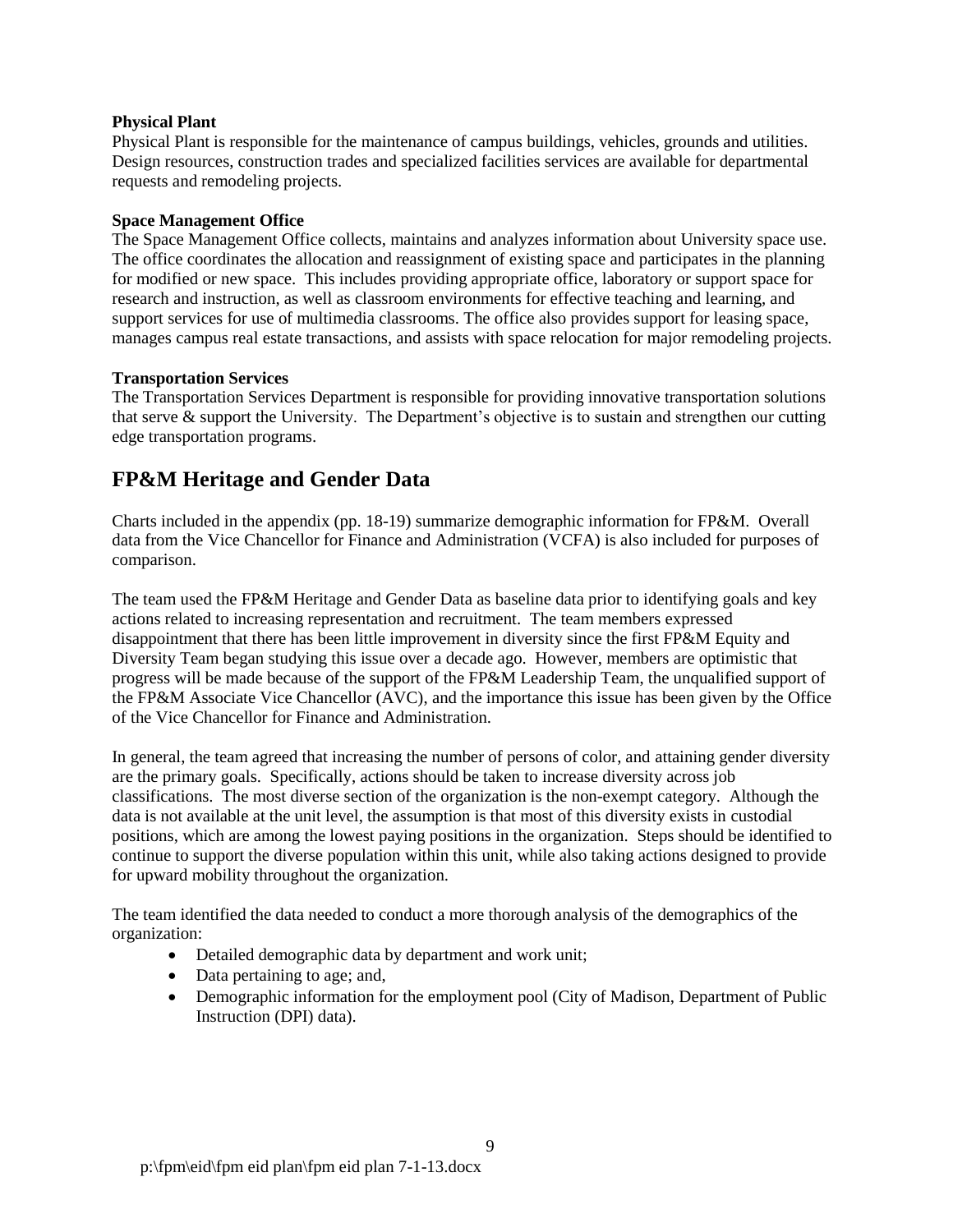**Physical Plant**

Physical Plant is responsible for the maintenance of campus buildings, vehicles, grounds and utilities. Design resources, construction trades and specialized facilities services are available for departmental requests and remodeling projects.

**Space Management Office**

The Space Management Office collects, maintains and analyzes information about University space use. The office coordinates the allocation and reassignment of existing space and participates in the planning for modified or new space. This includes providing appropriate office, laboratory or support space for research and instruction, as well as classroom environments for effective teaching and learning, and support services for use of multimedia classrooms. The office also provides support for leasing space, manages campus real estate transactions, and assists with space relocation for major remodeling projects.

**Transportation Services**

The Transportation Services Department is responsible for providing innovative transportation solutions that serve & support the University. The Department's objective is to sustain and strengthen our cutting edge transportation programs.

## FP&M Heritage and Gender Data

Charts included in the appendix (pp. 18-19) summarize demographic information for FP&M. Overall data from the Vice Chancellor for Finance and Administration (VCFA) is also included for purposes of comparison.

The team used the FP&M Heritage and Gender Data as baseline data prior to identifying goals and key actions related to increasing representation and recruitment. The team members expressed disappointment that there has been little improvement in diversity since the first FP&M Equity and Diversity Team began studying this issue over a decade ago. However, members are optimistic that progress will be made because of the support of the FP&M Leadership Team, the unqualified support of the FP&M Associate Vice Chancellor (AVC), and the importance this issue has been given by the Office of the Vice Chancellor for Finance and Administration.

In general, the team agreed that increasing the number of persons of color, and attaining gender diversity are the primary goals. Specifically, actions should be taken to increase diversity across job classifications. The most diverse section of the organization is the non-exempt category. Although the data is not available at the unit level, the assumption is that most of this diversity exists in custodial positions, which are among the lowest paying positions in the organization. Steps should be identified to continue to support the diverse population within this unit, while also taking actions designed to provide for upward mobility throughout the organization.

The team identified the data needed to conduct a more thorough analysis of the demographics of the organization:

- Detailed demographic data by department and work unit;
- Data pertaining to age; and,
- Demographic information for the employment pool (City of Madison, Department of Public Instruction (DPI) data).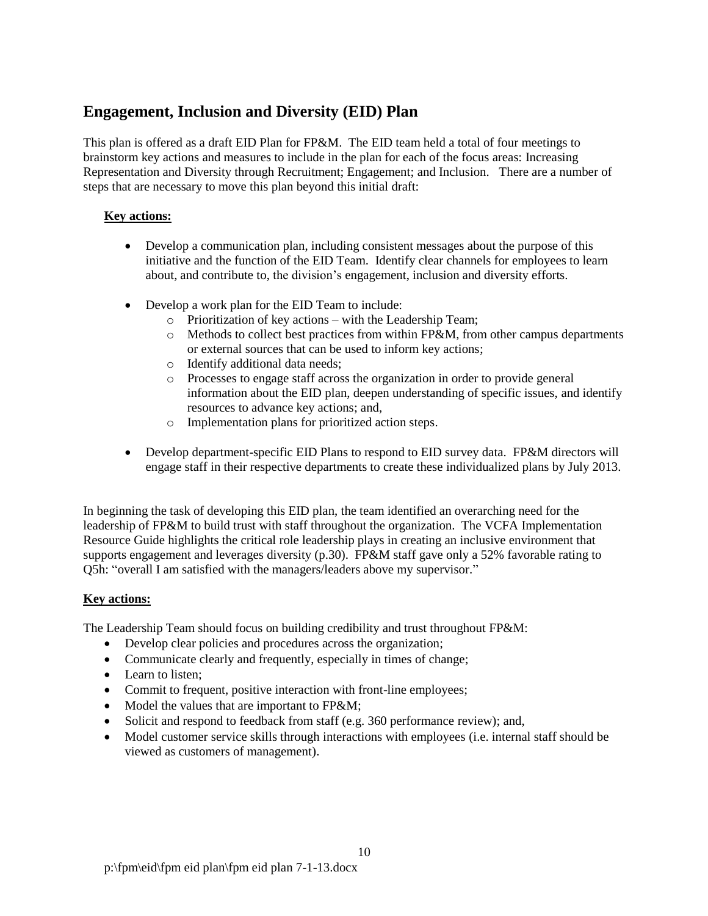## Engagement, Inclusion and Diversity (EID) Plan

This plan is offered as a draft EID Plan for FP&M. The EID team held a total of four meetings to brainstorm key actions and measures to include in the plan for each of the focus areas: Increasing Representation and Diversity through Recruitment; Engagement; and Inclusion. There are a number of steps that are necessary to move this plan beyond this initial draft:

**Key actions:**

- Develop a communication plan, including consistent messages about the purpose of this initiative and the function of the EID Team. Identify clear channels for employees to learn about, and contribute to, the division's engagement, inclusion and diversity efforts.
- Develop a work plan for the EID Team to include:
  - Prioritization of key actions – with the Leadership Team;
  - Methods to collect best practices from within FP&M, from other campus departments or external sources that can be used to inform key actions;
  - Identify additional data needs;
  - Processes to engage staff across the organization in order to provide general information about the EID plan, deepen understanding of specific issues, and identify resources to advance key actions; and,
  - Implementation plans for prioritized action steps.
- Develop department-specific EID Plans to respond to EID survey data. FP&M directors will engage staff in their respective departments to create these individualized plans by July 2013.

In beginning the task of developing this EID plan, the team identified an overarching need for the leadership of FP&M to build trust with staff throughout the organization. The VCFA Implementation Resource Guide highlights the critical role leadership plays in creating an inclusive environment that supports engagement and leverages diversity (p.30). FP&M staff gave only a 52% favorable rating to Q5h: "overall I am satisfied with the managers/leaders above my supervisor."

**Key actions:**

The Leadership Team should focus on building credibility and trust throughout FP&M:

- Develop clear policies and procedures across the organization;
- Communicate clearly and frequently, especially in times of change;
- Learn to listen;
- Commit to frequent, positive interaction with front-line employees;
- Model the values that are important to FP&M;
- Solicit and respond to feedback from staff (e.g. 360 performance review); and,
- Model customer service skills through interactions with employees (i.e. internal staff should be viewed as customers of management).

p:\fpm\eid\fpm eid plan\fpm eid plan 7-1-13.docx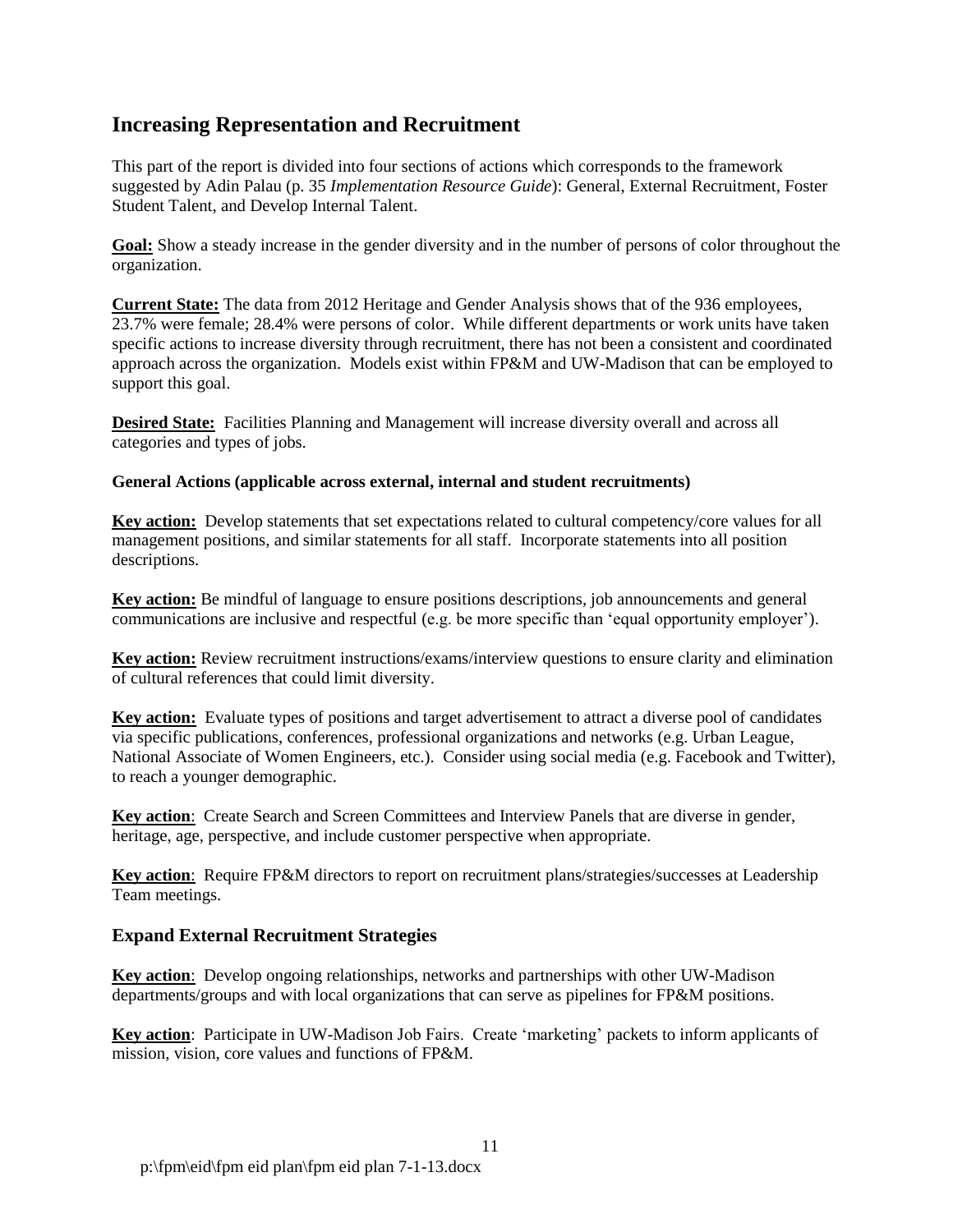## Increasing Representation and Recruitment

This part of the report is divided into four sections of actions which corresponds to the framework suggested by Adin Palau (p. 35 *Implementation Resource Guide*): General, External Recruitment, Foster Student Talent, and Develop Internal Talent.

**Goal:** Show a steady increase in the gender diversity and in the number of persons of color throughout the organization.

**Current State:** The data from 2012 Heritage and Gender Analysis shows that of the 936 employees, 23.7% were female; 28.4% were persons of color. While different departments or work units have taken specific actions to increase diversity through recruitment, there has not been a consistent and coordinated approach across the organization. Models exist within FP&M and UW-Madison that can be employed to support this goal.

**Desired State:** Facilities Planning and Management will increase diversity overall and across all categories and types of jobs.

**General Actions (applicable across external, internal and student recruitments)**

**Key action:** Develop statements that set expectations related to cultural competency/core values for all management positions, and similar statements for all staff. Incorporate statements into all position descriptions.

**Key action:** Be mindful of language to ensure positions descriptions, job announcements and general communications are inclusive and respectful (e.g. be more specific than 'equal opportunity employer').

**Key action:** Review recruitment instructions/exams/interview questions to ensure clarity and elimination of cultural references that could limit diversity.

**Key action:** Evaluate types of positions and target advertisement to attract a diverse pool of candidates via specific publications, conferences, professional organizations and networks (e.g. Urban League, National Associate of Women Engineers, etc.). Consider using social media (e.g. Facebook and Twitter), to reach a younger demographic.

**Key action**: Create Search and Screen Committees and Interview Panels that are diverse in gender, heritage, age, perspective, and include customer perspective when appropriate.

**Key action**: Require FP&M directors to report on recruitment plans/strategies/successes at Leadership Team meetings.

### Expand External Recruitment Strategies

**Key action**: Develop ongoing relationships, networks and partnerships with other UW-Madison departments/groups and with local organizations that can serve as pipelines for FP&M positions.

**Key action**: Participate in UW-Madison Job Fairs. Create 'marketing' packets to inform applicants of mission, vision, core values and functions of FP&M.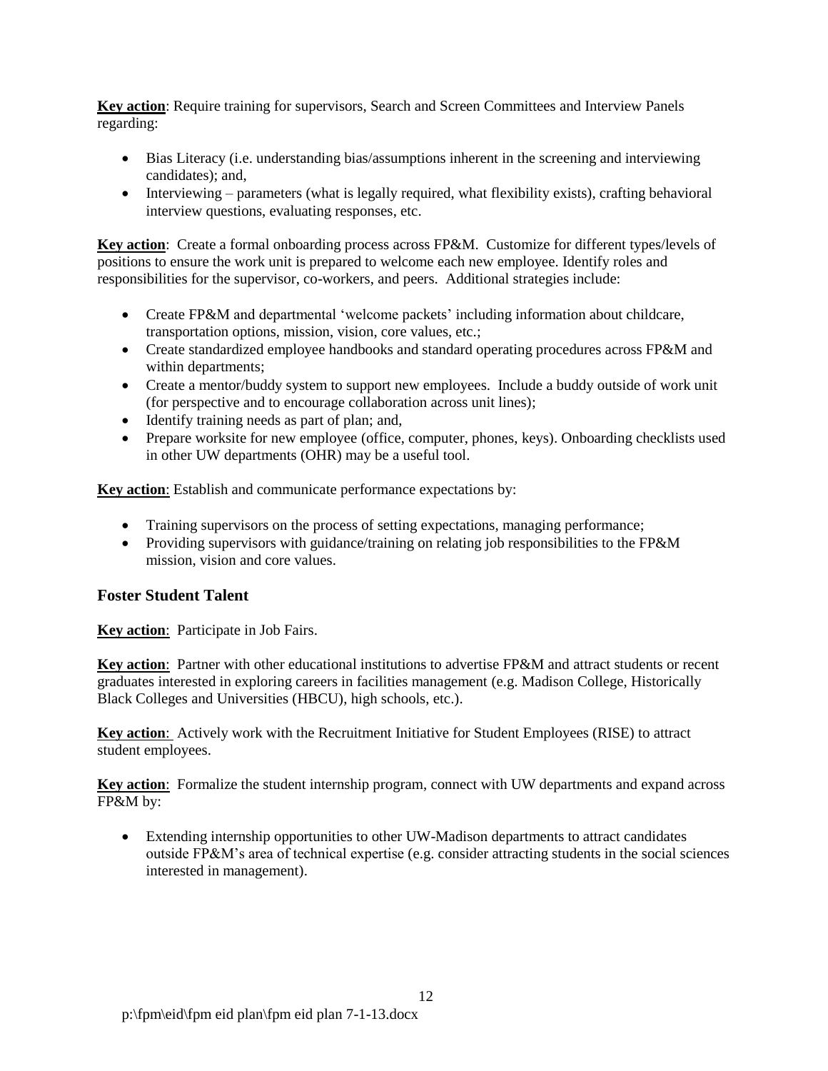**Key action**: Require training for supervisors, Search and Screen Committees and Interview Panels regarding:

- Bias Literacy (i.e. understanding bias/assumptions inherent in the screening and interviewing candidates); and,
- Interviewing – parameters (what is legally required, what flexibility exists), crafting behavioral interview questions, evaluating responses, etc.

**Key action**: Create a formal onboarding process across FP&M. Customize for different types/levels of positions to ensure the work unit is prepared to welcome each new employee. Identify roles and responsibilities for the supervisor, co-workers, and peers. Additional strategies include:

- Create FP&M and departmental 'welcome packets' including information about childcare, transportation options, mission, vision, core values, etc.;
- Create standardized employee handbooks and standard operating procedures across FP&M and within departments;
- Create a mentor/buddy system to support new employees. Include a buddy outside of work unit (for perspective and to encourage collaboration across unit lines);
- Identify training needs as part of plan; and,
- Prepare worksite for new employee (office, computer, phones, keys). Onboarding checklists used in other UW departments (OHR) may be a useful tool.

**Key action**: Establish and communicate performance expectations by:

- Training supervisors on the process of setting expectations, managing performance;
- Providing supervisors with guidance/training on relating job responsibilities to the FP&M mission, vision and core values.

### Foster Student Talent

**Key action**: Participate in Job Fairs.

**Key action**: Partner with other educational institutions to advertise FP&M and attract students or recent graduates interested in exploring careers in facilities management (e.g. Madison College, Historically Black Colleges and Universities (HBCU), high schools, etc.).

**Key action**: Actively work with the Recruitment Initiative for Student Employees (RISE) to attract student employees.

**Key action**: Formalize the student internship program, connect with UW departments and expand across FP&M by:

- Extending internship opportunities to other UW-Madison departments to attract candidates outside FP&M's area of technical expertise (e.g. consider attracting students in the social sciences interested in management).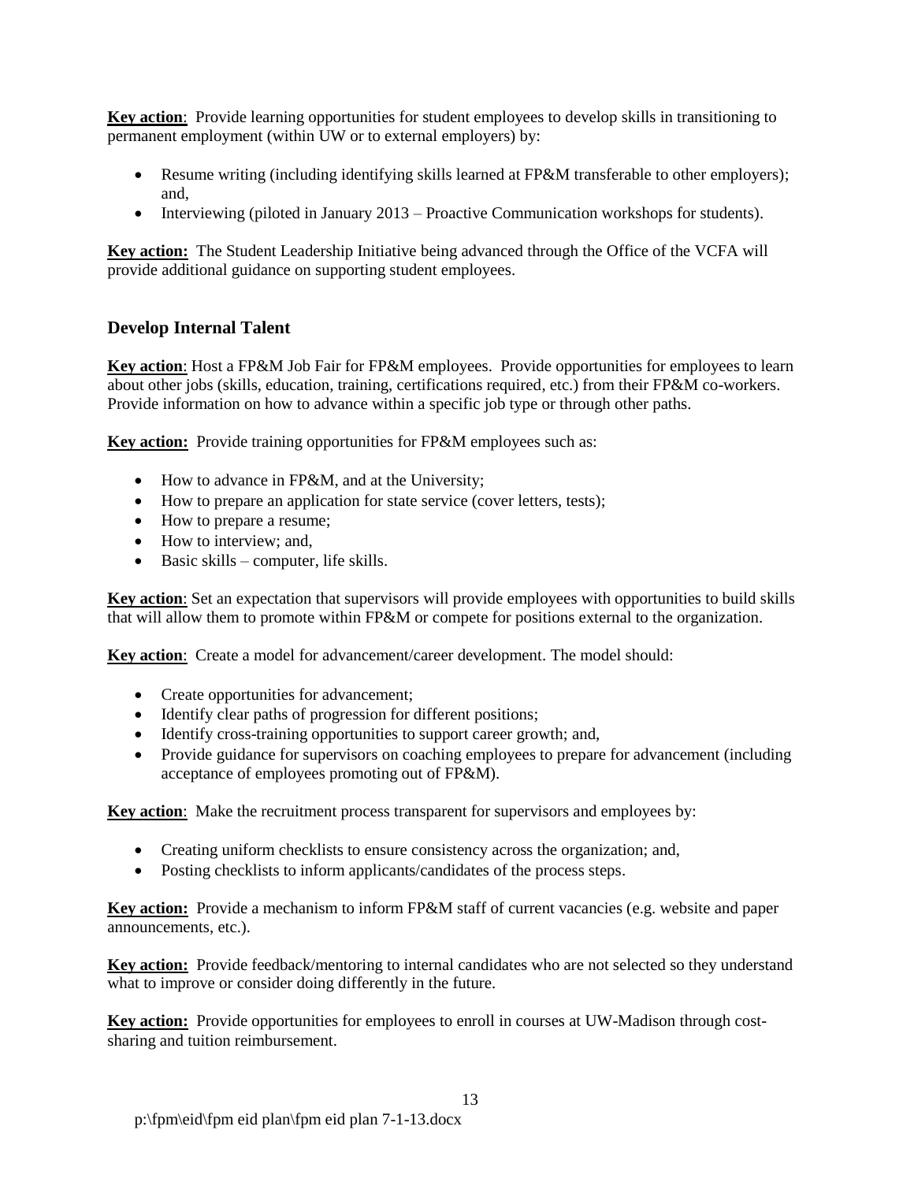**Key action**: Provide learning opportunities for student employees to develop skills in transitioning to permanent employment (within UW or to external employers) by:

- Resume writing (including identifying skills learned at FP&M transferable to other employers); and,
- Interviewing (piloted in January 2013 – Proactive Communication workshops for students).

**Key action:** The Student Leadership Initiative being advanced through the Office of the VCFA will provide additional guidance on supporting student employees.

### Develop Internal Talent

**Key action**: Host a FP&M Job Fair for FP&M employees. Provide opportunities for employees to learn about other jobs (skills, education, training, certifications required, etc.) from their FP&M co-workers. Provide information on how to advance within a specific job type or through other paths.

**Key action:** Provide training opportunities for FP&M employees such as:

- How to advance in FP&M, and at the University;
- How to prepare an application for state service (cover letters, tests);
- How to prepare a resume;
- How to interview; and,
- Basic skills – computer, life skills.

**Key action**: Set an expectation that supervisors will provide employees with opportunities to build skills that will allow them to promote within FP&M or compete for positions external to the organization.

**Key action**: Create a model for advancement/career development. The model should:

- Create opportunities for advancement;
- Identify clear paths of progression for different positions;
- Identify cross-training opportunities to support career growth; and,
- Provide guidance for supervisors on coaching employees to prepare for advancement (including acceptance of employees promoting out of FP&M).

**Key action**: Make the recruitment process transparent for supervisors and employees by:

- Creating uniform checklists to ensure consistency across the organization; and,
- Posting checklists to inform applicants/candidates of the process steps.

**Key action:** Provide a mechanism to inform FP&M staff of current vacancies (e.g. website and paper announcements, etc.).

**Key action:** Provide feedback/mentoring to internal candidates who are not selected so they understand what to improve or consider doing differently in the future.

**Key action:** Provide opportunities for employees to enroll in courses at UW-Madison through cost-sharing and tuition reimbursement.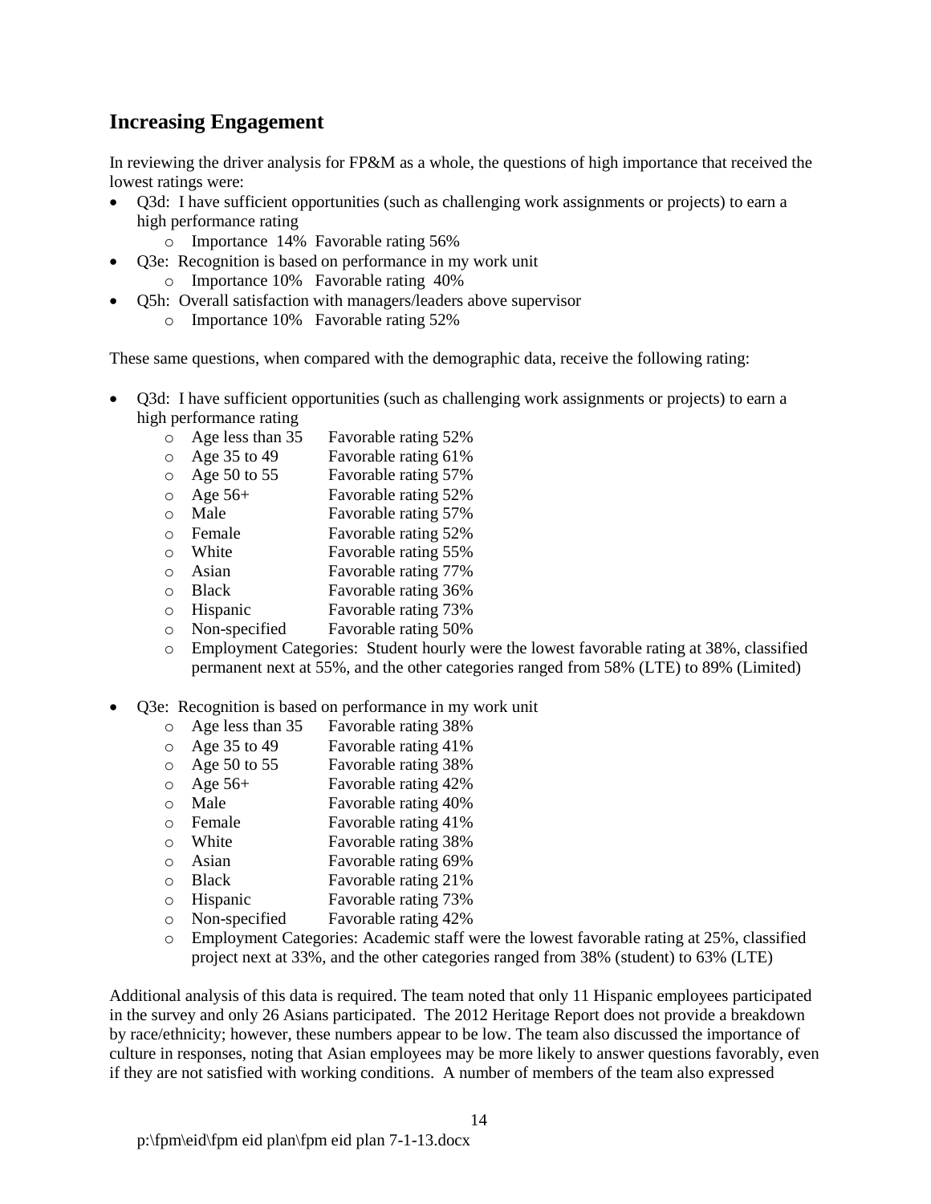## Increasing Engagement

In reviewing the driver analysis for FP&M as a whole, the questions of high importance that received the lowest ratings were:

- Q3d: I have sufficient opportunities (such as challenging work assignments or projects) to earn a high performance rating
    - Importance 14% Favorable rating 56%
- Q3e: Recognition is based on performance in my work unit
    - Importance 10% Favorable rating 40%
- Q5h: Overall satisfaction with managers/leaders above supervisor
    - Importance 10% Favorable rating 52%

These same questions, when compared with the demographic data, receive the following rating:

- Q3d: I have sufficient opportunities (such as challenging work assignments or projects) to earn a high performance rating
    - Age less than 35 Favorable rating 52%
    - Age 35 to 49 Favorable rating 61%
    - Age 50 to 55 Favorable rating 57%
    - Age 56+ Favorable rating 52%
    - Male Favorable rating 57%
    - Female Favorable rating 52%
    - White Favorable rating 55%
    - Asian Favorable rating 77%
    - Black Favorable rating 36%
    - Hispanic Favorable rating 73%
    - Non-specified Favorable rating 50%
    - Employment Categories: Student hourly were the lowest favorable rating at 38%, classified permanent next at 55%, and the other categories ranged from 58% (LTE) to 89% (Limited)

- Q3e: Recognition is based on performance in my work unit
    - Age less than 35 Favorable rating 38%
    - Age 35 to 49 Favorable rating 41%
    - Age 50 to 55 Favorable rating 38%
    - Age 56+ Favorable rating 42%
    - Male Favorable rating 40%
    - Female Favorable rating 41%
    - White Favorable rating 38%
    - Asian Favorable rating 69%
    - Black Favorable rating 21%
    - Hispanic Favorable rating 73%
    - Non-specified Favorable rating 42%
    - Employment Categories: Academic staff were the lowest favorable rating at 25%, classified project next at 33%, and the other categories ranged from 38% (student) to 63% (LTE)

Additional analysis of this data is required. The team noted that only 11 Hispanic employees participated in the survey and only 26 Asians participated. The 2012 Heritage Report does not provide a breakdown by race/ethnicity; however, these numbers appear to be low. The team also discussed the importance of culture in responses, noting that Asian employees may be more likely to answer questions favorably, even if they are not satisfied with working conditions. A number of members of the team also expressed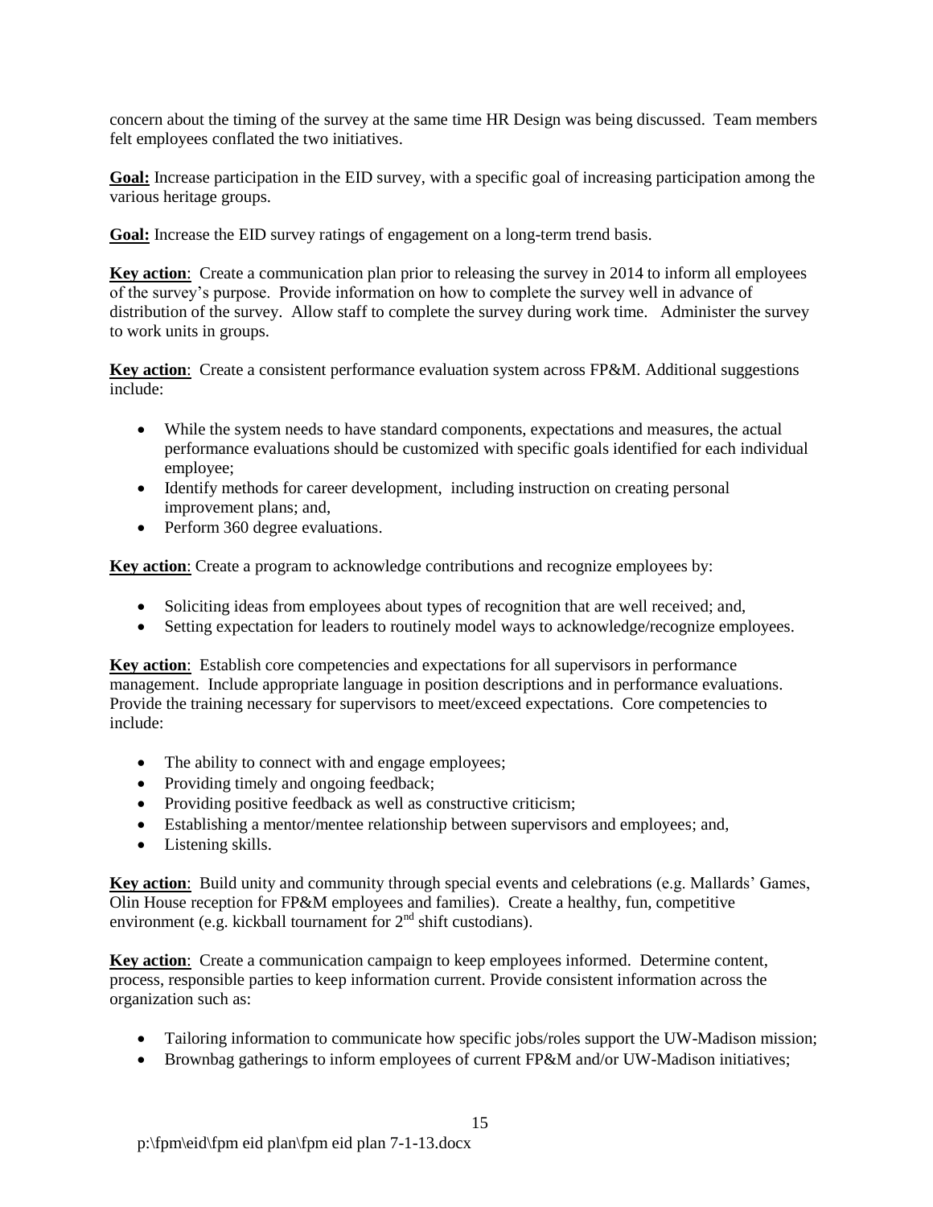concern about the timing of the survey at the same time HR Design was being discussed. Team members felt employees conflated the two initiatives.

**Goal:** Increase participation in the EID survey, with a specific goal of increasing participation among the various heritage groups.

**Goal:** Increase the EID survey ratings of engagement on a long-term trend basis.

**Key action**: Create a communication plan prior to releasing the survey in 2014 to inform all employees of the survey's purpose. Provide information on how to complete the survey well in advance of distribution of the survey. Allow staff to complete the survey during work time. Administer the survey to work units in groups.

**Key action**: Create a consistent performance evaluation system across FP&M. Additional suggestions include:

- While the system needs to have standard components, expectations and measures, the actual performance evaluations should be customized with specific goals identified for each individual employee;
- Identify methods for career development, including instruction on creating personal improvement plans; and,
- Perform 360 degree evaluations.

**Key action**: Create a program to acknowledge contributions and recognize employees by:

- Soliciting ideas from employees about types of recognition that are well received; and,
- Setting expectation for leaders to routinely model ways to acknowledge/recognize employees.

**Key action**: Establish core competencies and expectations for all supervisors in performance management. Include appropriate language in position descriptions and in performance evaluations. Provide the training necessary for supervisors to meet/exceed expectations. Core competencies to include:

- The ability to connect with and engage employees;
- Providing timely and ongoing feedback;
- Providing positive feedback as well as constructive criticism;
- Establishing a mentor/mentee relationship between supervisors and employees; and,
- Listening skills.

**Key action**: Build unity and community through special events and celebrations (e.g. Mallards' Games, Olin House reception for FP&M employees and families). Create a healthy, fun, competitive environment (e.g. kickball tournament for 2nd shift custodians).

**Key action**: Create a communication campaign to keep employees informed. Determine content, process, responsible parties to keep information current. Provide consistent information across the organization such as:

- Tailoring information to communicate how specific jobs/roles support the UW-Madison mission;
- Brownbag gatherings to inform employees of current FP&M and/or UW-Madison initiatives;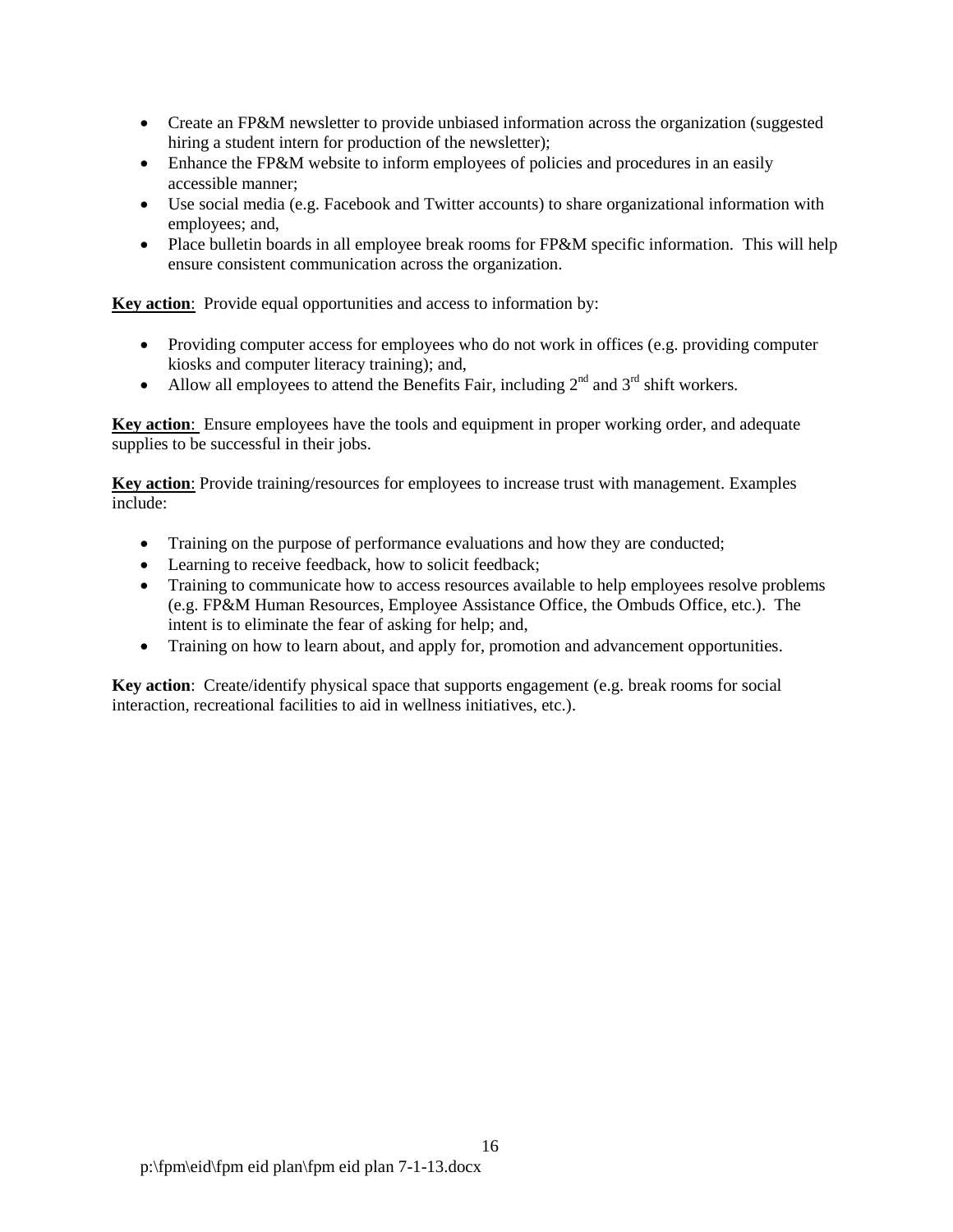- Create an FP&M newsletter to provide unbiased information across the organization (suggested hiring a student intern for production of the newsletter);
- Enhance the FP&M website to inform employees of policies and procedures in an easily accessible manner;
- Use social media (e.g. Facebook and Twitter accounts) to share organizational information with employees; and,
- Place bulletin boards in all employee break rooms for FP&M specific information. This will help ensure consistent communication across the organization.

**Key action**: Provide equal opportunities and access to information by:

- Providing computer access for employees who do not work in offices (e.g. providing computer kiosks and computer literacy training); and,
- Allow all employees to attend the Benefits Fair, including 2nd and 3rd shift workers.

**Key action**: Ensure employees have the tools and equipment in proper working order, and adequate supplies to be successful in their jobs.

**Key action**: Provide training/resources for employees to increase trust with management. Examples include:

- Training on the purpose of performance evaluations and how they are conducted;
- Learning to receive feedback, how to solicit feedback;
- Training to communicate how to access resources available to help employees resolve problems (e.g. FP&M Human Resources, Employee Assistance Office, the Ombuds Office, etc.). The intent is to eliminate the fear of asking for help; and,
- Training on how to learn about, and apply for, promotion and advancement opportunities.

**Key action**: Create/identify physical space that supports engagement (e.g. break rooms for social interaction, recreational facilities to aid in wellness initiatives, etc.).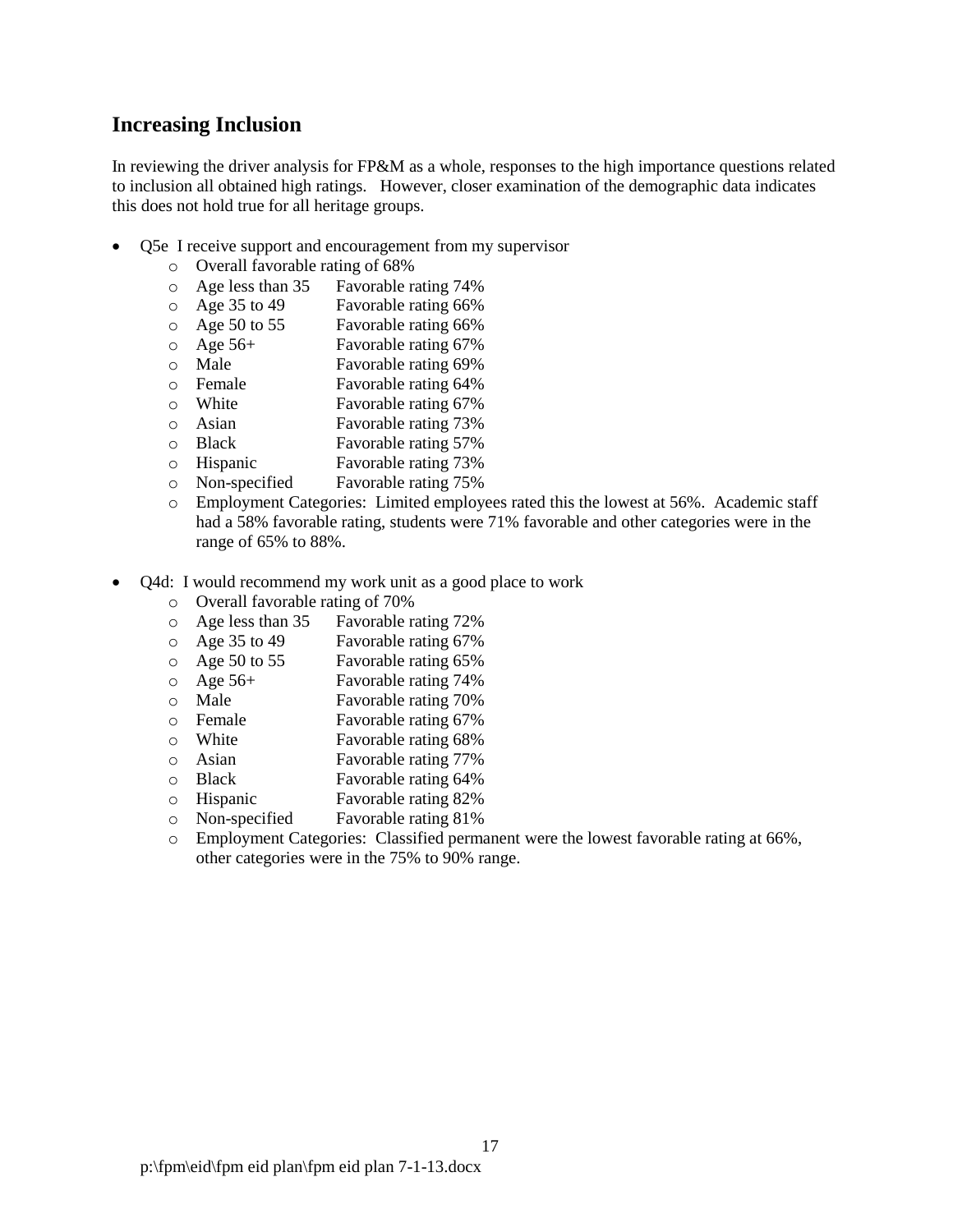## Increasing Inclusion

In reviewing the driver analysis for FP&M as a whole, responses to the high importance questions related to inclusion all obtained high ratings. However, closer examination of the demographic data indicates this does not hold true for all heritage groups.

- Q5e I receive support and encouragement from my supervisor
  - Overall favorable rating of 68%
  - Age less than 35 Favorable rating 74%
  - Age 35 to 49 Favorable rating 66%
  - Age 50 to 55 Favorable rating 66%
  - Age 56+ Favorable rating 67%
  - Male Favorable rating 69%
  - Female Favorable rating 64%
  - White Favorable rating 67%
  - Asian Favorable rating 73%
  - Black Favorable rating 57%
  - Hispanic Favorable rating 73%
  - Non-specified Favorable rating 75%
  - Employment Categories: Limited employees rated this the lowest at 56%. Academic staff had a 58% favorable rating, students were 71% favorable and other categories were in the range of 65% to 88%.

- Q4d: I would recommend my work unit as a good place to work
  - Overall favorable rating of 70%
  - Age less than 35 Favorable rating 72%
  - Age 35 to 49 Favorable rating 67%
  - Age 50 to 55 Favorable rating 65%
  - Age 56+ Favorable rating 74%
  - Male Favorable rating 70%
  - Female Favorable rating 67%
  - White Favorable rating 68%
  - Asian Favorable rating 77%
  - Black Favorable rating 64%
  - Hispanic Favorable rating 82%
  - Non-specified Favorable rating 81%
  - Employment Categories: Classified permanent were the lowest favorable rating at 66%, other categories were in the 75% to 90% range.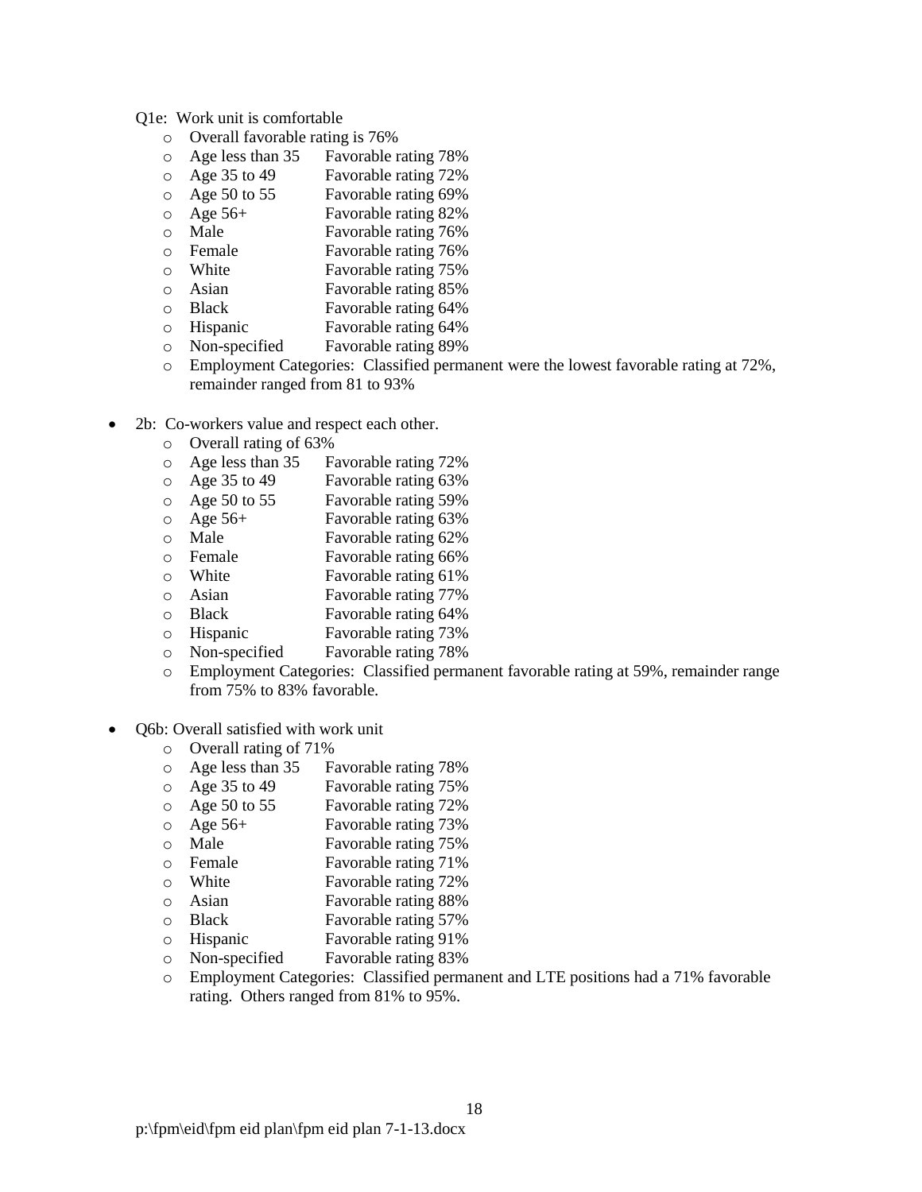Q1e: Work unit is comfortable

- Overall favorable rating is 76%
- Age less than 35 Favorable rating 78%
- Age 35 to 49 Favorable rating 72%
- Age 50 to 55 Favorable rating 69%
- Age 56+ Favorable rating 82%
- Male Favorable rating 76%
- Female Favorable rating 76%
- White Favorable rating 75%
- Asian Favorable rating 85%
- Black Favorable rating 64%
- Hispanic Favorable rating 64%
- Non-specified Favorable rating 89%
- Employment Categories: Classified permanent were the lowest favorable rating at 72%, remainder ranged from 81 to 93%

- 2b: Co-workers value and respect each other.
  - Overall rating of 63%
  - Age less than 35 Favorable rating 72%
  - Age 35 to 49 Favorable rating 63%
  - Age 50 to 55 Favorable rating 59%
  - Age 56+ Favorable rating 63%
  - Male Favorable rating 62%
  - Female Favorable rating 66%
  - White Favorable rating 61%
  - Asian Favorable rating 77%
  - Black Favorable rating 64%
  - Hispanic Favorable rating 73%
  - Non-specified Favorable rating 78%
  - Employment Categories: Classified permanent favorable rating at 59%, remainder range from 75% to 83% favorable.

- Q6b: Overall satisfied with work unit
  - Overall rating of 71%
  - Age less than 35 Favorable rating 78%
  - Age 35 to 49 Favorable rating 75%
  - Age 50 to 55 Favorable rating 72%
  - Age 56+ Favorable rating 73%
  - Male Favorable rating 75%
  - Female Favorable rating 71%
  - White Favorable rating 72%
  - Asian Favorable rating 88%
  - Black Favorable rating 57%
  - Hispanic Favorable rating 91%
  - Non-specified Favorable rating 83%
  - Employment Categories: Classified permanent and LTE positions had a 71% favorable rating. Others ranged from 81% to 95%.

p:\fpm\eid\fpm eid plan\fpm eid plan 7-1-13.docx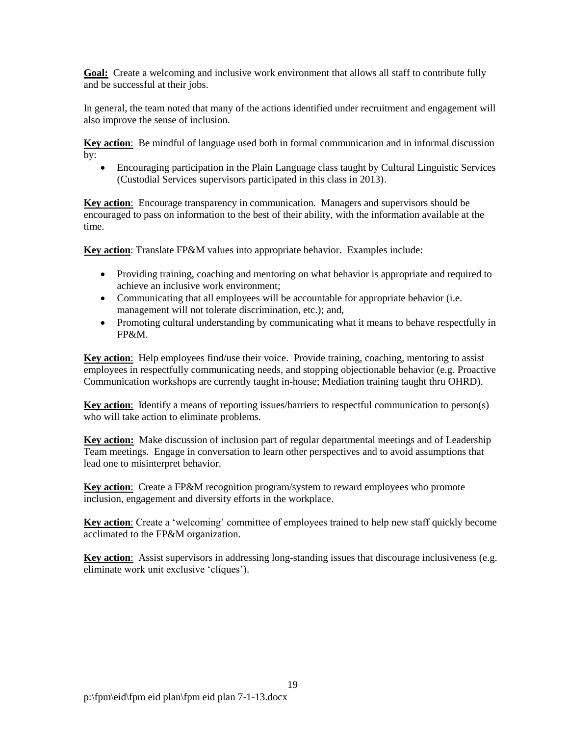**<u>Goal:</u>** Create a welcoming and inclusive work environment that allows all staff to contribute fully and be successful at their jobs.

In general, the team noted that many of the actions identified under recruitment and engagement will also improve the sense of inclusion.

**<u>Key action</u>**: Be mindful of language used both in formal communication and in informal discussion by:

- Encouraging participation in the Plain Language class taught by Cultural Linguistic Services (Custodial Services supervisors participated in this class in 2013).

**<u>Key action</u>**: Encourage transparency in communication. Managers and supervisors should be encouraged to pass on information to the best of their ability, with the information available at the time.

**<u>Key action</u>**: Translate FP&M values into appropriate behavior. Examples include:

- Providing training, coaching and mentoring on what behavior is appropriate and required to achieve an inclusive work environment;
- Communicating that all employees will be accountable for appropriate behavior (i.e. management will not tolerate discrimination, etc.); and,
- Promoting cultural understanding by communicating what it means to behave respectfully in FP&M.

**<u>Key action</u>**: Help employees find/use their voice. Provide training, coaching, mentoring to assist employees in respectfully communicating needs, and stopping objectionable behavior (e.g. Proactive Communication workshops are currently taught in-house; Mediation training taught thru OHRD).

**<u>Key action</u>**: Identify a means of reporting issues/barriers to respectful communication to person(s) who will take action to eliminate problems.

**<u>Key action:</u>** Make discussion of inclusion part of regular departmental meetings and of Leadership Team meetings. Engage in conversation to learn other perspectives and to avoid assumptions that lead one to misinterpret behavior.

**<u>Key action</u>**: Create a FP&M recognition program/system to reward employees who promote inclusion, engagement and diversity efforts in the workplace.

**<u>Key action</u>**: Create a 'welcoming' committee of employees trained to help new staff quickly become acclimated to the FP&M organization.

**<u>Key action</u>**: Assist supervisors in addressing long-standing issues that discourage inclusiveness (e.g. eliminate work unit exclusive 'cliques').

p:\fpm\eid\fpm eid plan\fpm eid plan 7-1-13.docx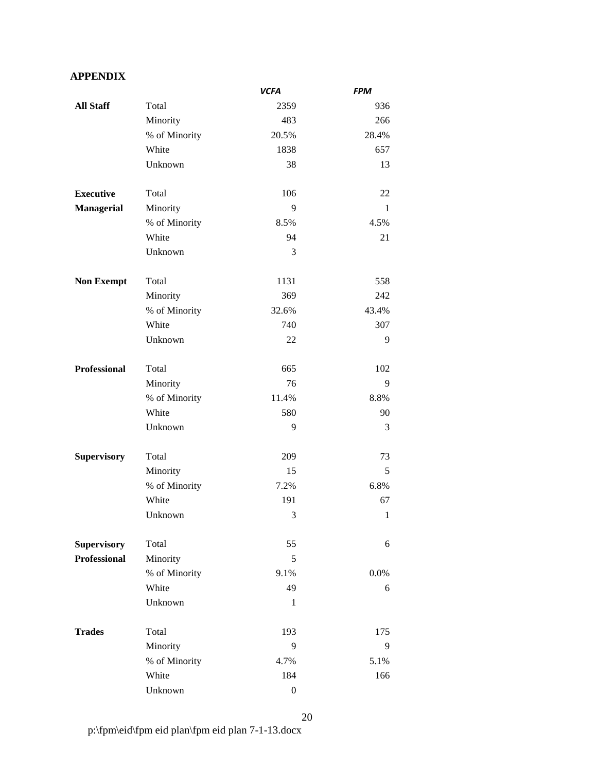**APPENDIX**

| | | *VCFA* | *FPM* |
|---|---|---|---|
| **All Staff** | Total | 2359 | 936 |
| | Minority | 483 | 266 |
| | % of Minority | 20.5% | 28.4% |
| | White | 1838 | 657 |
| | Unknown | 38 | 13 |
| **Executive Managerial** | Total | 106 | 22 |
| | Minority | 9 | 1 |
| | % of Minority | 8.5% | 4.5% |
| | White | 94 | 21 |
| | Unknown | 3 | |
| **Non Exempt** | Total | 1131 | 558 |
| | Minority | 369 | 242 |
| | % of Minority | 32.6% | 43.4% |
| | White | 740 | 307 |
| | Unknown | 22 | 9 |
| **Professional** | Total | 665 | 102 |
| | Minority | 76 | 9 |
| | % of Minority | 11.4% | 8.8% |
| | White | 580 | 90 |
| | Unknown | 9 | 3 |
| **Supervisory** | Total | 209 | 73 |
| | Minority | 15 | 5 |
| | % of Minority | 7.2% | 6.8% |
| | White | 191 | 67 |
| | Unknown | 3 | 1 |
| **Supervisory Professional** | Total | 55 | 6 |
| | Minority | 5 | |
| | % of Minority | 9.1% | 0.0% |
| | White | 49 | 6 |
| | Unknown | 1 | |
| **Trades** | Total | 193 | 175 |
| | Minority | 9 | 9 |
| | % of Minority | 4.7% | 5.1% |
| | White | 184 | 166 |
| | Unknown | 0 | |

p:\fpm\eid\fpm eid plan\fpm eid plan 7-1-13.docx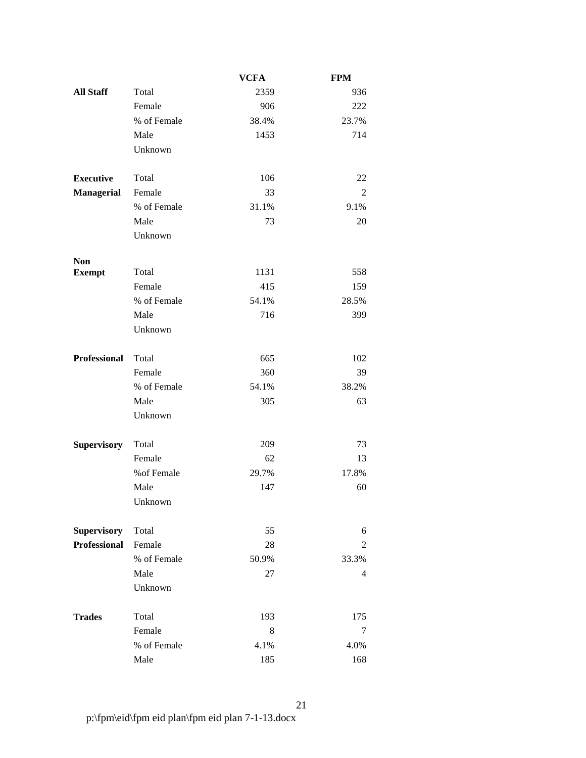| | | VCFA | FPM |
|---|---|---|---|
| **All Staff** | Total | 2359 | 936 |
| | Female | 906 | 222 |
| | % of Female | 38.4% | 23.7% |
| | Male | 1453 | 714 |
| | Unknown | | |
| **Executive Managerial** | Total | 106 | 22 |
| | Female | 33 | 2 |
| | % of Female | 31.1% | 9.1% |
| | Male | 73 | 20 |
| | Unknown | | |
| **Non Exempt** | Total | 1131 | 558 |
| | Female | 415 | 159 |
| | % of Female | 54.1% | 28.5% |
| | Male | 716 | 399 |
| | Unknown | | |
| **Professional** | Total | 665 | 102 |
| | Female | 360 | 39 |
| | % of Female | 54.1% | 38.2% |
| | Male | 305 | 63 |
| | Unknown | | |
| **Supervisory** | Total | 209 | 73 |
| | Female | 62 | 13 |
| | %of Female | 29.7% | 17.8% |
| | Male | 147 | 60 |
| | Unknown | | |
| **Supervisory Professional** | Total | 55 | 6 |
| | Female | 28 | 2 |
| | % of Female | 50.9% | 33.3% |
| | Male | 27 | 4 |
| | Unknown | | |
| **Trades** | Total | 193 | 175 |
| | Female | 8 | 7 |
| | % of Female | 4.1% | 4.0% |
| | Male | 185 | 168 |

p:\fpm\eid\fpm eid plan\fpm eid plan 7-1-13.docx